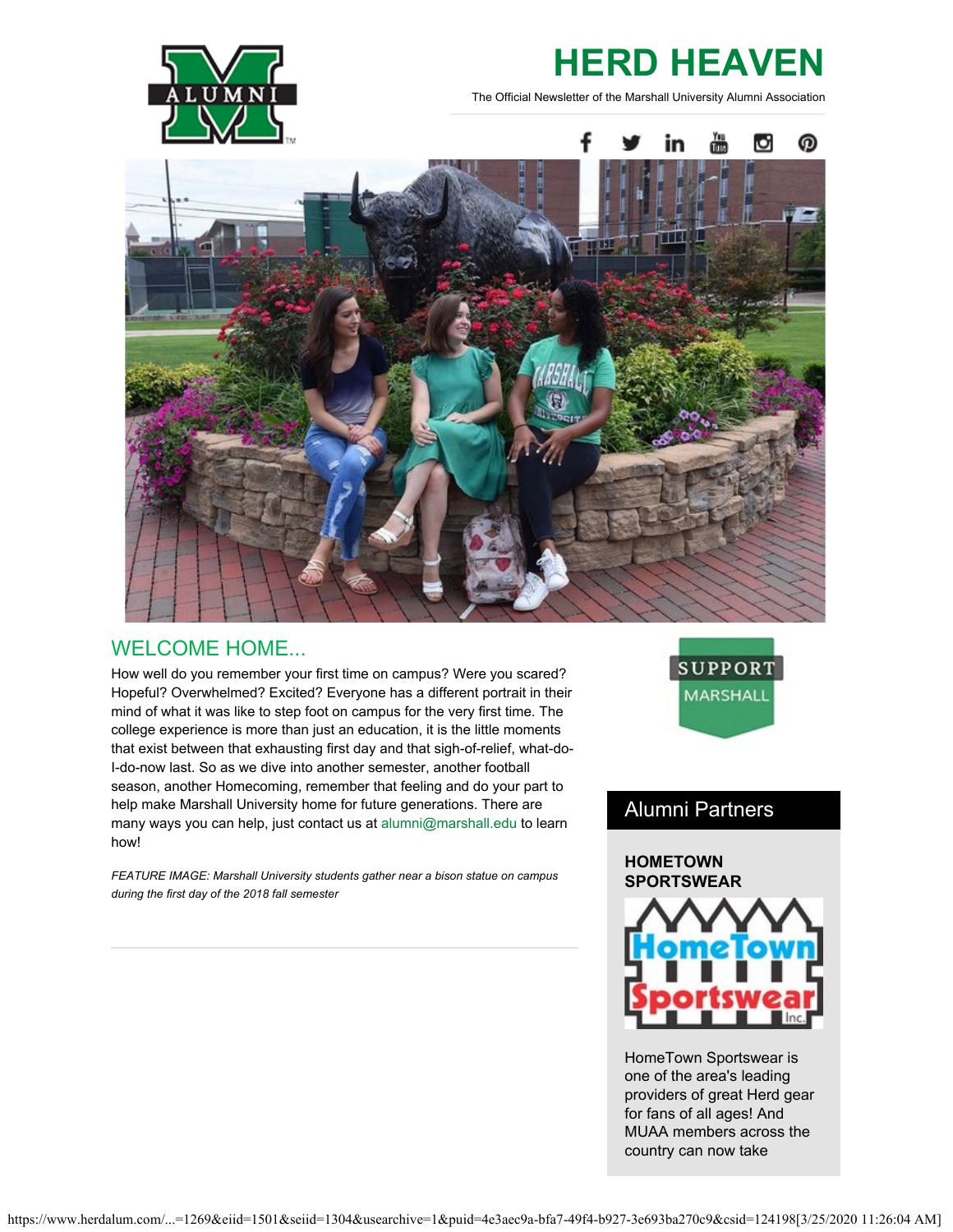# HERD HEAVEN

The Official Newsletter of the Marshall University Alumni Association

## WELCOME HOME...

How well do you remember your first time on campus? Were you scared? Hopeful? Overwhelmed? Excited? Everyone has a different portrait in their mind of what it was like to step foot on campus for the very first time. The college experience is more than just an education, it is the little moments that exist between that exhausting first day and that sigh-of-relief, what-do-I-do-now last. So as we dive into another semester, another football season, another Homecoming, remember that feeling and do your part to help make Marshall University home for future generations. There are many ways you can help, just contact us at alumni@marshall.edu to learn how!

*FEATURE IMAGE: Marshall University students gather near a bison statue on campus during the first day of the 2018 fall semester*

SUPPORT MARSHALL

## Alumni Partners

**HOMETOWN SPORTSWEAR**

HomeTown Sportswear is one of the area's leading providers of great Herd gear for fans of all ages! And MUAA members across the country can now take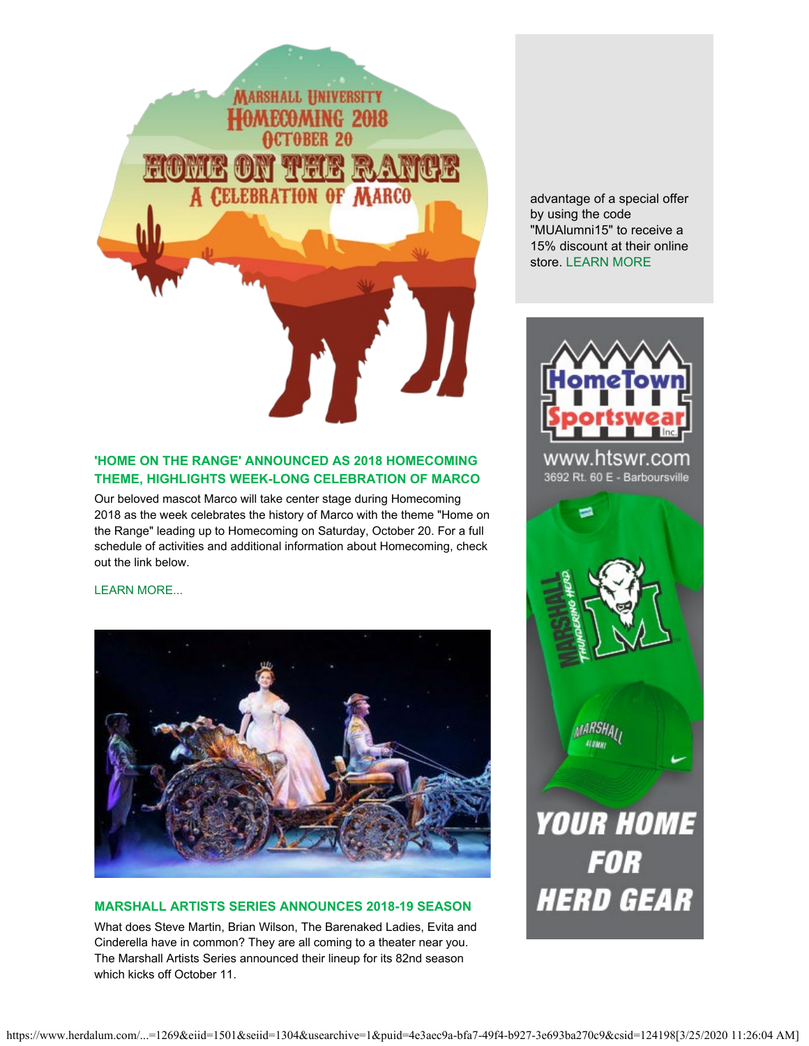advantage of a special offer by using the code "MUAlumni15" to receive a 15% discount at their online store. LEARN MORE

## 'HOME ON THE RANGE' ANNOUNCED AS 2018 HOMECOMING THEME, HIGHLIGHTS WEEK-LONG CELEBRATION OF MARCO

Our beloved mascot Marco will take center stage during Homecoming 2018 as the week celebrates the history of Marco with the theme "Home on the Range" leading up to Homecoming on Saturday, October 20. For a full schedule of activities and additional information about Homecoming, check out the link below.

LEARN MORE...

## MARSHALL ARTISTS SERIES ANNOUNCES 2018-19 SEASON

What does Steve Martin, Brian Wilson, The Barenaked Ladies, Evita and Cinderella have in common? They are all coming to a theater near you. The Marshall Artists Series announced their lineup for its 82nd season which kicks off October 11.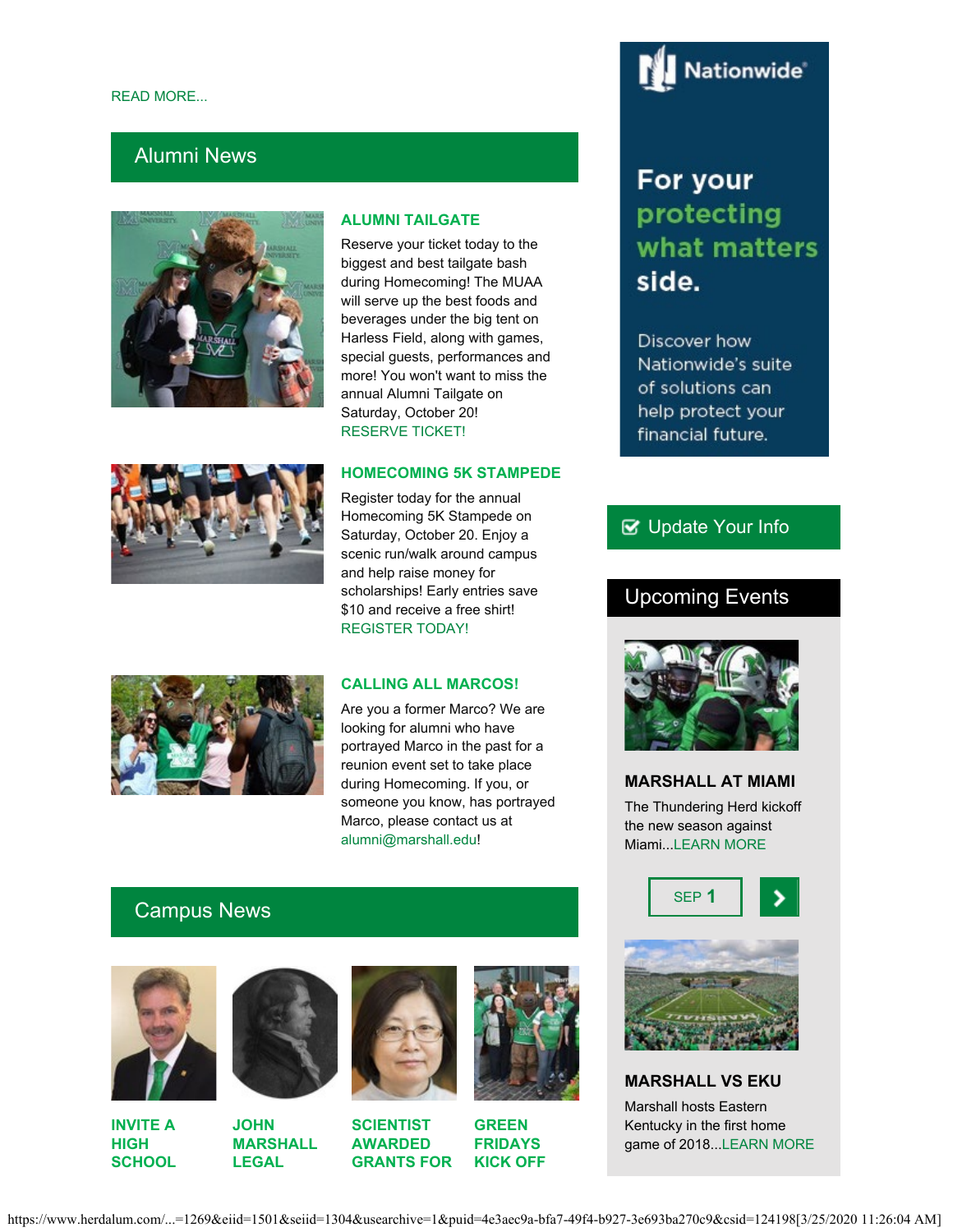READ MORE...

## Alumni News

### ALUMNI TAILGATE

Reserve your ticket today to the biggest and best tailgate bash during Homecoming! The MUAA will serve up the best foods and beverages under the big tent on Harless Field, along with games, special guests, performances and more! You won't want to miss the annual Alumni Tailgate on Saturday, October 20!

RESERVE TICKET!

### HOMECOMING 5K STAMPEDE

Register today for the annual Homecoming 5K Stampede on Saturday, October 20. Enjoy a scenic run/walk around campus and help raise money for scholarships! Early entries save $10 and receive a free shirt!

REGISTER TODAY!

### CALLING ALL MARCOS!

Are you a former Marco? We are looking for alumni who have portrayed Marco in the past for a reunion event set to take place during Homecoming. If you, or someone you know, has portrayed Marco, please contact us at alumni@marshall.edu!

## Campus News

### INVITE A HIGH SCHOOL

### JOHN MARSHALL LEGAL

### SCIENTIST AWARDED GRANTS FOR

### GREEN FRIDAYS KICK OFF

Nationwide®

**For your protecting what matters side.**

Discover how Nationwide's suite of solutions can help protect your financial future.

Update Your Info

## Upcoming Events

### MARSHALL AT MIAMI

The Thundering Herd kickoff the new season against Miami...LEARN MORE

SEP 1

### MARSHALL VS EKU

Marshall hosts Eastern Kentucky in the first home game of 2018...LEARN MORE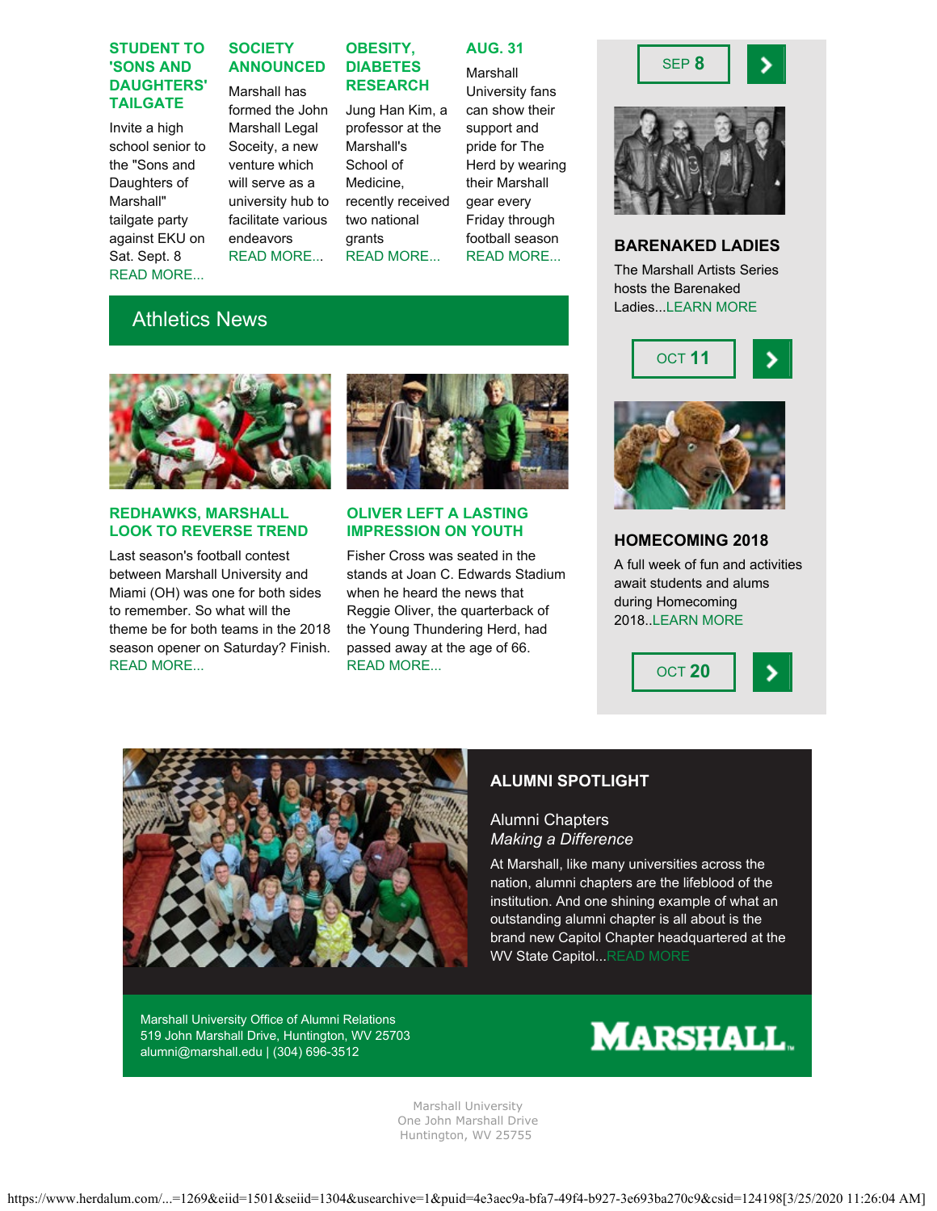### STUDENT TO 'SONS AND DAUGHTERS' TAILGATE

Invite a high school senior to the "Sons and Daughters of Marshall" tailgate party against EKU on Sat. Sept. 8
READ MORE...

### SOCIETY ANNOUNCED

Marshall has formed the John Marshall Legal Soceity, a new venture which will serve as a university hub to facilitate various endeavors
READ MORE...

### OBESITY, DIABETES RESEARCH

Jung Han Kim, a professor at the Marshall's School of Medicine, recently received two national grants
READ MORE...

### AUG. 31

Marshall University fans can show their support and pride for The Herd by wearing their Marshall gear every Friday through football season
READ MORE...

## Athletics News

### REDHAWKS, MARSHALL LOOK TO REVERSE TREND

Last season's football contest between Marshall University and Miami (OH) was one for both sides to remember. So what will the theme be for both teams in the 2018 season opener on Saturday? Finish.
READ MORE...

### OLIVER LEFT A LASTING IMPRESSION ON YOUTH

Fisher Cross was seated in the stands at Joan C. Edwards Stadium when he heard the news that Reggie Oliver, the quarterback of the Young Thundering Herd, had passed away at the age of 66.
READ MORE...

SEP **8**

### BARENAKED LADIES

The Marshall Artists Series hosts the Barenaked Ladies...LEARN MORE

OCT **11**

### HOMECOMING 2018

A full week of fun and activities await students and alums during Homecoming 2018..LEARN MORE

OCT **20**

### ALUMNI SPOTLIGHT

Alumni Chapters
*Making a Difference*

At Marshall, like many universities across the nation, alumni chapters are the lifeblood of the institution. And one shining example of what an outstanding alumni chapter is all about is the brand new Capitol Chapter headquartered at the WV State Capitol...READ MORE

Marshall University Office of Alumni Relations
519 John Marshall Drive, Huntington, WV 25703
alumni@marshall.edu | (304) 696-3512

MARSHALL.

Marshall University
One John Marshall Drive
Huntington, WV 25755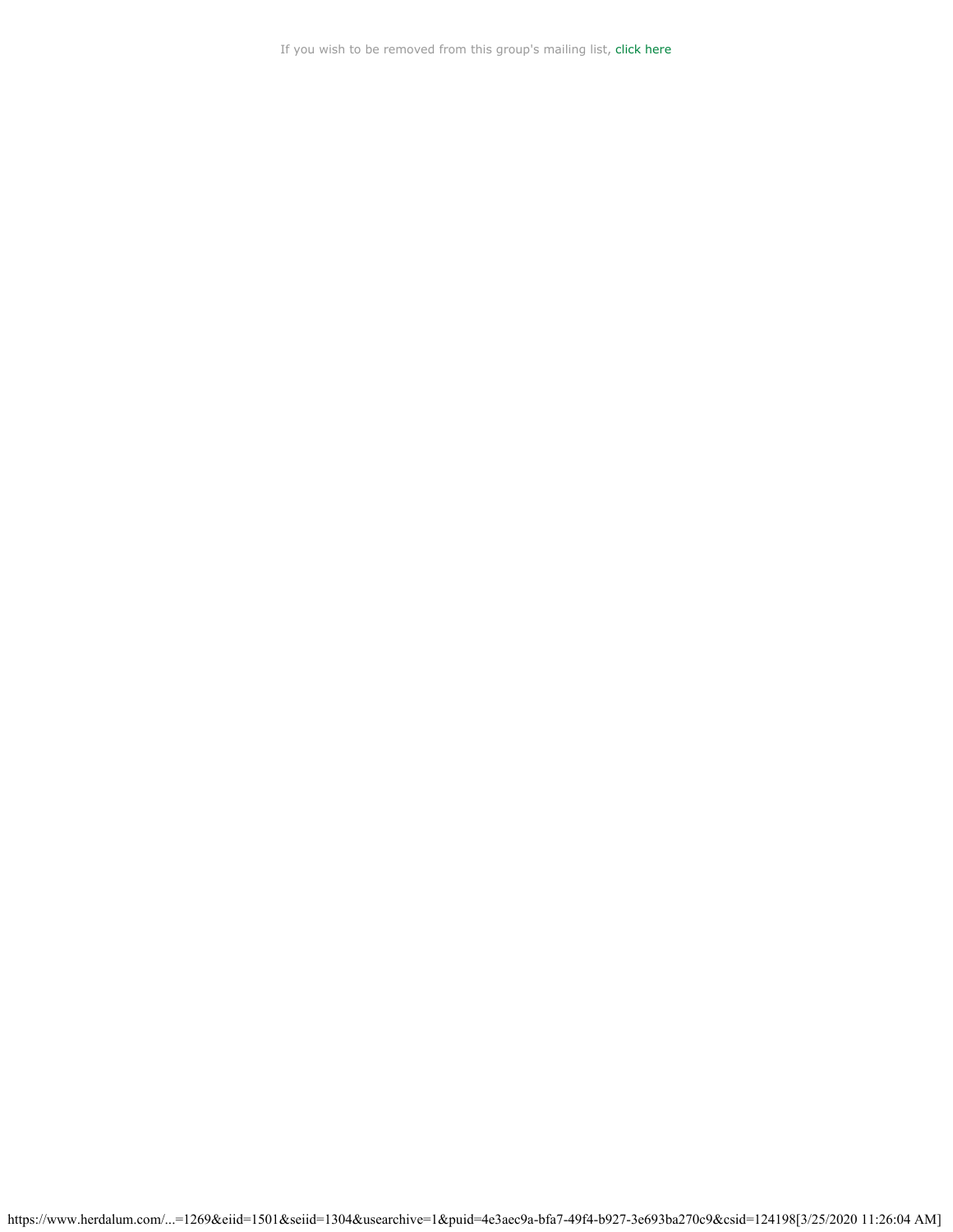If you wish to be removed from this group's mailing list, click here